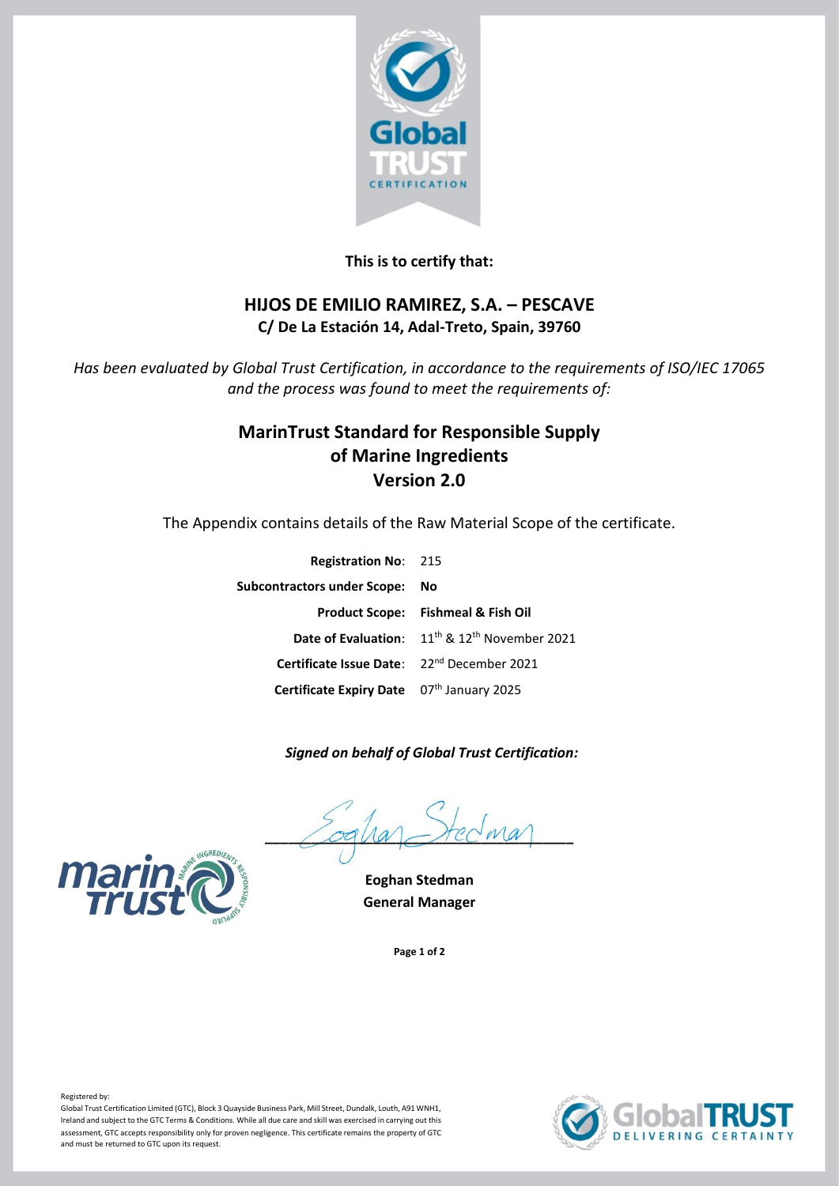**This is to certify that:**

## HIJOS DE EMILIO RAMIREZ, S.A. – PESCAVE

**C/ De La Estación 14, Adal-Treto, Spain, 39760**

*Has been evaluated by Global Trust Certification, in accordance to the requirements of ISO/IEC 17065 and the process was found to meet the requirements of:*

## MarinTrust Standard for Responsible Supply of Marine Ingredients Version 2.0

The Appendix contains details of the Raw Material Scope of the certificate.

**Registration No**: 215

**Subcontractors under Scope:** **No**

**Product Scope:** **Fishmeal & Fish Oil**

**Date of Evaluation**: 11th & 12th November 2021

**Certificate Issue Date**: 22nd December 2021

**Certificate Expiry Date** 07th January 2025

***Signed on behalf of Global Trust Certification:***

**Eoghan Stedman**
**General Manager**

Registered by:
Global Trust Certification Limited (GTC), Block 3 Quayside Business Park, Mill Street, Dundalk, Louth, A91 WNH1, Ireland and subject to the GTC Terms & Conditions. While all due care and skill was exercised in carrying out this assessment, GTC accepts responsibility only for proven negligence. This certificate remains the property of GTC and must be returned to GTC upon its request.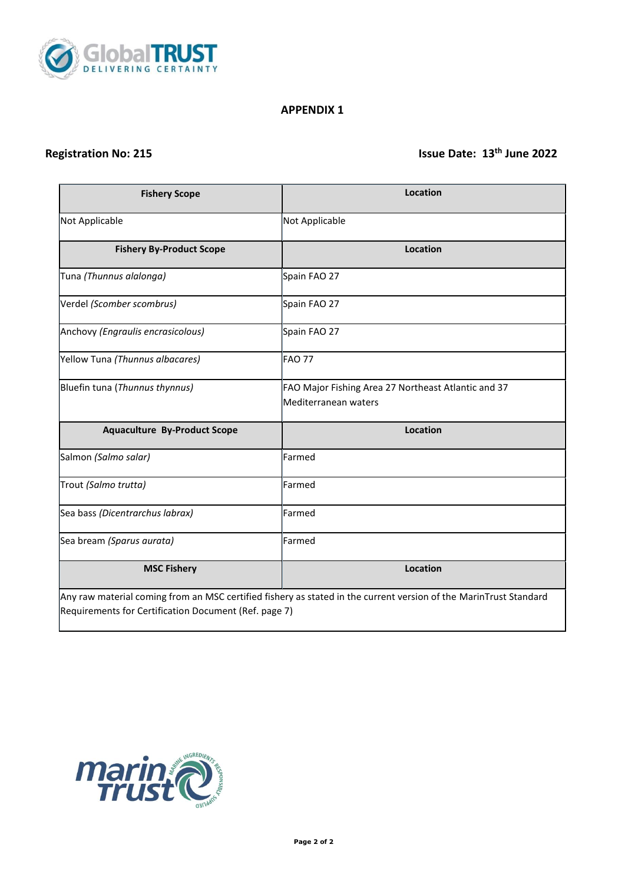## APPENDIX 1

**Registration No: 215** **Issue Date: 13th June 2022**

| Fishery Scope | Location |
|---|---|
| Not Applicable | Not Applicable |
| **Fishery By-Product Scope** | **Location** |
| Tuna *(Thunnus alalonga)* | Spain FAO 27 |
| Verdel *(Scomber scombrus)* | Spain FAO 27 |
| Anchovy *(Engraulis encrasicolous)* | Spain FAO 27 |
| Yellow Tuna *(Thunnus albacares)* | FAO 77 |
| Bluefin tuna (*Thunnus thynnus)* | FAO Major Fishing Area 27 Northeast Atlantic and 37 Mediterranean waters |
| **Aquaculture By-Product Scope** | **Location** |
| Salmon *(Salmo salar)* | Farmed |
| Trout *(Salmo trutta)* | Farmed |
| Sea bass *(Dicentrarchus labrax)* | Farmed |
| Sea bream *(Sparus aurata)* | Farmed |
| **MSC Fishery** | **Location** |
| Any raw material coming from an MSC certified fishery as stated in the current version of the MarinTrust Standard Requirements for Certification Document (Ref. page 7) | |